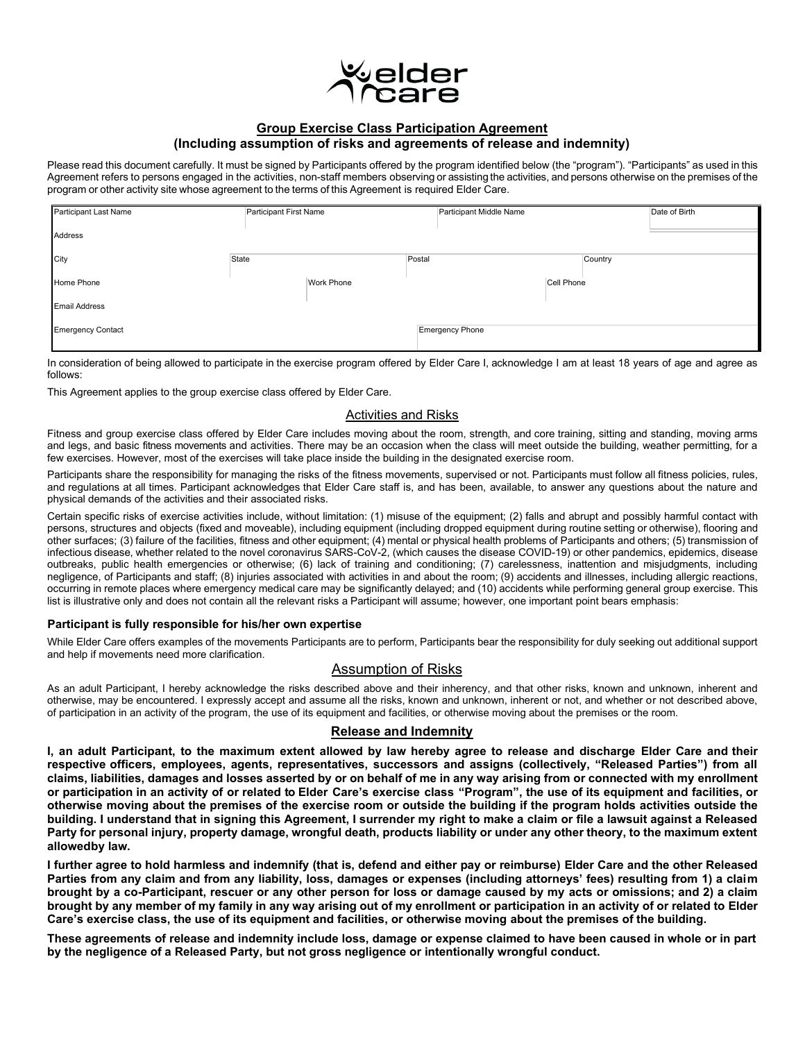elder care

## Group Exercise Class Participation Agreement
## (Including assumption of risks and agreements of release and indemnity)

Please read this document carefully. It must be signed by Participants offered by the program identified below (the "program"). "Participants" as used in this Agreement refers to persons engaged in the activities, non-staff members observing or assisting the activities, and persons otherwise on the premises of the program or other activity site whose agreement to the terms of this Agreement is required Elder Care.

| Participant Last Name | Participant First Name | Participant Middle Name | Date of Birth |
|---|---|---|---|
| Address | | | |
| City | State | Postal | Country |
| Home Phone | Work Phone | Cell Phone | |
| Email Address | | | |
| Emergency Contact | | Emergency Phone | |

In consideration of being allowed to participate in the exercise program offered by Elder Care I, acknowledge I am at least 18 years of age and agree as follows:

This Agreement applies to the group exercise class offered by Elder Care.

### Activities and Risks

Fitness and group exercise class offered by Elder Care includes moving about the room, strength, and core training, sitting and standing, moving arms and legs, and basic fitness movements and activities. There may be an occasion when the class will meet outside the building, weather permitting, for a few exercises. However, most of the exercises will take place inside the building in the designated exercise room.

Participants share the responsibility for managing the risks of the fitness movements, supervised or not. Participants must follow all fitness policies, rules, and regulations at all times. Participant acknowledges that Elder Care staff is, and has been, available, to answer any questions about the nature and physical demands of the activities and their associated risks.

Certain specific risks of exercise activities include, without limitation: (1) misuse of the equipment; (2) falls and abrupt and possibly harmful contact with persons, structures and objects (fixed and moveable), including equipment (including dropped equipment during routine setting or otherwise), flooring and other surfaces; (3) failure of the facilities, fitness and other equipment; (4) mental or physical health problems of Participants and others; (5) transmission of infectious disease, whether related to the novel coronavirus SARS-CoV-2, (which causes the disease COVID-19) or other pandemics, epidemics, disease outbreaks, public health emergencies or otherwise; (6) lack of training and conditioning; (7) carelessness, inattention and misjudgments, including negligence, of Participants and staff; (8) injuries associated with activities in and about the room; (9) accidents and illnesses, including allergic reactions, occurring in remote places where emergency medical care may be significantly delayed; and (10) accidents while performing general group exercise. This list is illustrative only and does not contain all the relevant risks a Participant will assume; however, one important point bears emphasis:

**Participant is fully responsible for his/her own expertise**

While Elder Care offers examples of the movements Participants are to perform, Participants bear the responsibility for duly seeking out additional support and help if movements need more clarification.

### Assumption of Risks

As an adult Participant, I hereby acknowledge the risks described above and their inherency, and that other risks, known and unknown, inherent and otherwise, may be encountered. I expressly accept and assume all the risks, known and unknown, inherent or not, and whether or not described above, of participation in an activity of the program, the use of its equipment and facilities, or otherwise moving about the premises or the room.

### Release and Indemnity

**I, an adult Participant, to the maximum extent allowed by law hereby agree to release and discharge Elder Care and their respective officers, employees, agents, representatives, successors and assigns (collectively, "Released Parties") from all claims, liabilities, damages and losses asserted by or on behalf of me in any way arising from or connected with my enrollment or participation in an activity of or related to Elder Care's exercise class "Program", the use of its equipment and facilities, or otherwise moving about the premises of the exercise room or outside the building if the program holds activities outside the building. I understand that in signing this Agreement, I surrender my right to make a claim or file a lawsuit against a Released Party for personal injury, property damage, wrongful death, products liability or under any other theory, to the maximum extent allowedby law.**

**I further agree to hold harmless and indemnify (that is, defend and either pay or reimburse) Elder Care and the other Released Parties from any claim and from any liability, loss, damages or expenses (including attorneys' fees) resulting from 1) a claim brought by a co-Participant, rescuer or any other person for loss or damage caused by my acts or omissions; and 2) a claim brought by any member of my family in any way arising out of my enrollment or participation in an activity of or related to Elder Care's exercise class, the use of its equipment and facilities, or otherwise moving about the premises of the building.**

**These agreements of release and indemnity include loss, damage or expense claimed to have been caused in whole or in part by the negligence of a Released Party, but not gross negligence or intentionally wrongful conduct.**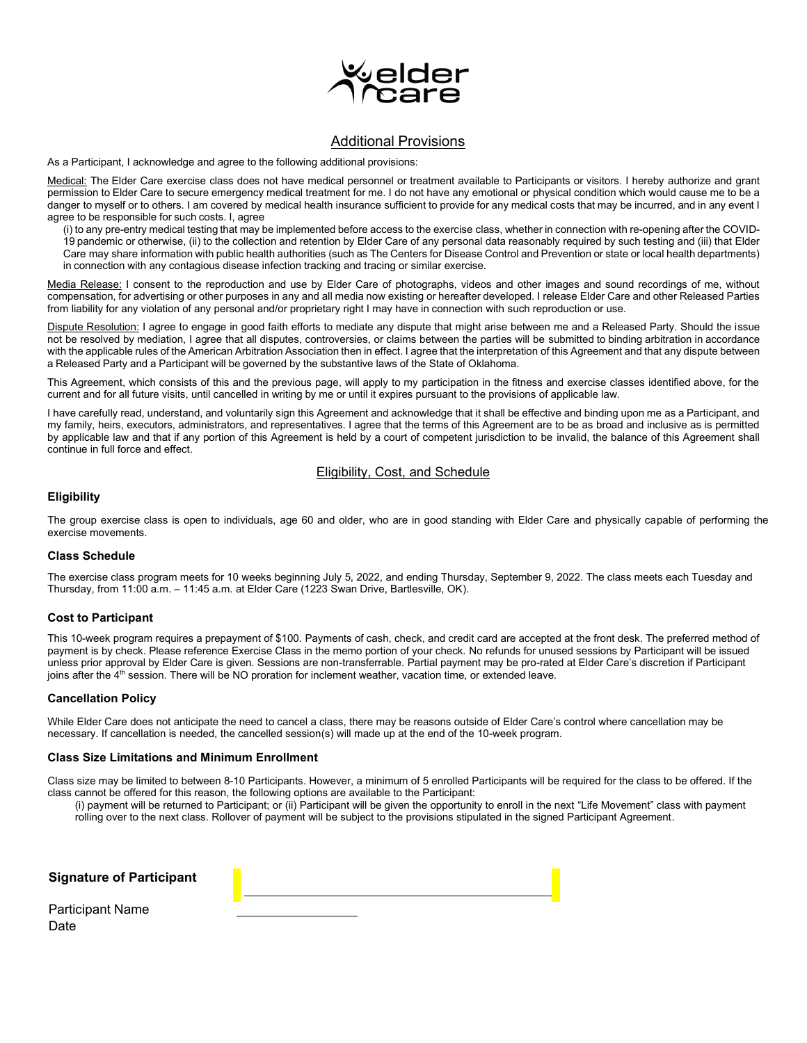elder care

## Additional Provisions

As a Participant, I acknowledge and agree to the following additional provisions:

Medical: The Elder Care exercise class does not have medical personnel or treatment available to Participants or visitors. I hereby authorize and grant permission to Elder Care to secure emergency medical treatment for me. I do not have any emotional or physical condition which would cause me to be a danger to myself or to others. I am covered by medical health insurance sufficient to provide for any medical costs that may be incurred, and in any event I agree to be responsible for such costs. I, agree

(i) to any pre-entry medical testing that may be implemented before access to the exercise class, whether in connection with re-opening after the COVID-19 pandemic or otherwise, (ii) to the collection and retention by Elder Care of any personal data reasonably required by such testing and (iii) that Elder Care may share information with public health authorities (such as The Centers for Disease Control and Prevention or state or local health departments) in connection with any contagious disease infection tracking and tracing or similar exercise.

Media Release: I consent to the reproduction and use by Elder Care of photographs, videos and other images and sound recordings of me, without compensation, for advertising or other purposes in any and all media now existing or hereafter developed. I release Elder Care and other Released Parties from liability for any violation of any personal and/or proprietary right I may have in connection with such reproduction or use.

Dispute Resolution: I agree to engage in good faith efforts to mediate any dispute that might arise between me and a Released Party. Should the issue not be resolved by mediation, I agree that all disputes, controversies, or claims between the parties will be submitted to binding arbitration in accordance with the applicable rules of the American Arbitration Association then in effect. I agree that the interpretation of this Agreement and that any dispute between a Released Party and a Participant will be governed by the substantive laws of the State of Oklahoma.

This Agreement, which consists of this and the previous page, will apply to my participation in the fitness and exercise classes identified above, for the current and for all future visits, until cancelled in writing by me or until it expires pursuant to the provisions of applicable law.

I have carefully read, understand, and voluntarily sign this Agreement and acknowledge that it shall be effective and binding upon me as a Participant, and my family, heirs, executors, administrators, and representatives. I agree that the terms of this Agreement are to be as broad and inclusive as is permitted by applicable law and that if any portion of this Agreement is held by a court of competent jurisdiction to be invalid, the balance of this Agreement shall continue in full force and effect.

## Eligibility, Cost, and Schedule

### Eligibility

The group exercise class is open to individuals, age 60 and older, who are in good standing with Elder Care and physically capable of performing the exercise movements.

### Class Schedule

The exercise class program meets for 10 weeks beginning July 5, 2022, and ending Thursday, September 9, 2022. The class meets each Tuesday and Thursday, from 11:00 a.m. – 11:45 a.m. at Elder Care (1223 Swan Drive, Bartlesville, OK).

### Cost to Participant

This 10-week program requires a prepayment of $100. Payments of cash, check, and credit card are accepted at the front desk. The preferred method of payment is by check. Please reference Exercise Class in the memo portion of your check. No refunds for unused sessions by Participant will be issued unless prior approval by Elder Care is given. Sessions are non-transferrable. Partial payment may be pro-rated at Elder Care's discretion if Participant joins after the 4th session. There will be NO proration for inclement weather, vacation time, or extended leave.

### Cancellation Policy

While Elder Care does not anticipate the need to cancel a class, there may be reasons outside of Elder Care's control where cancellation may be necessary. If cancellation is needed, the cancelled session(s) will made up at the end of the 10-week program.

### Class Size Limitations and Minimum Enrollment

Class size may be limited to between 8-10 Participants. However, a minimum of 5 enrolled Participants will be required for the class to be offered. If the class cannot be offered for this reason, the following options are available to the Participant:

(i) payment will be returned to Participant; or (ii) Participant will be given the opportunity to enroll in the next "Life Movement" class with payment rolling over to the next class. Rollover of payment will be subject to the provisions stipulated in the signed Participant Agreement.

**Signature of Participant** ______________________________

Participant Name ______________

Date